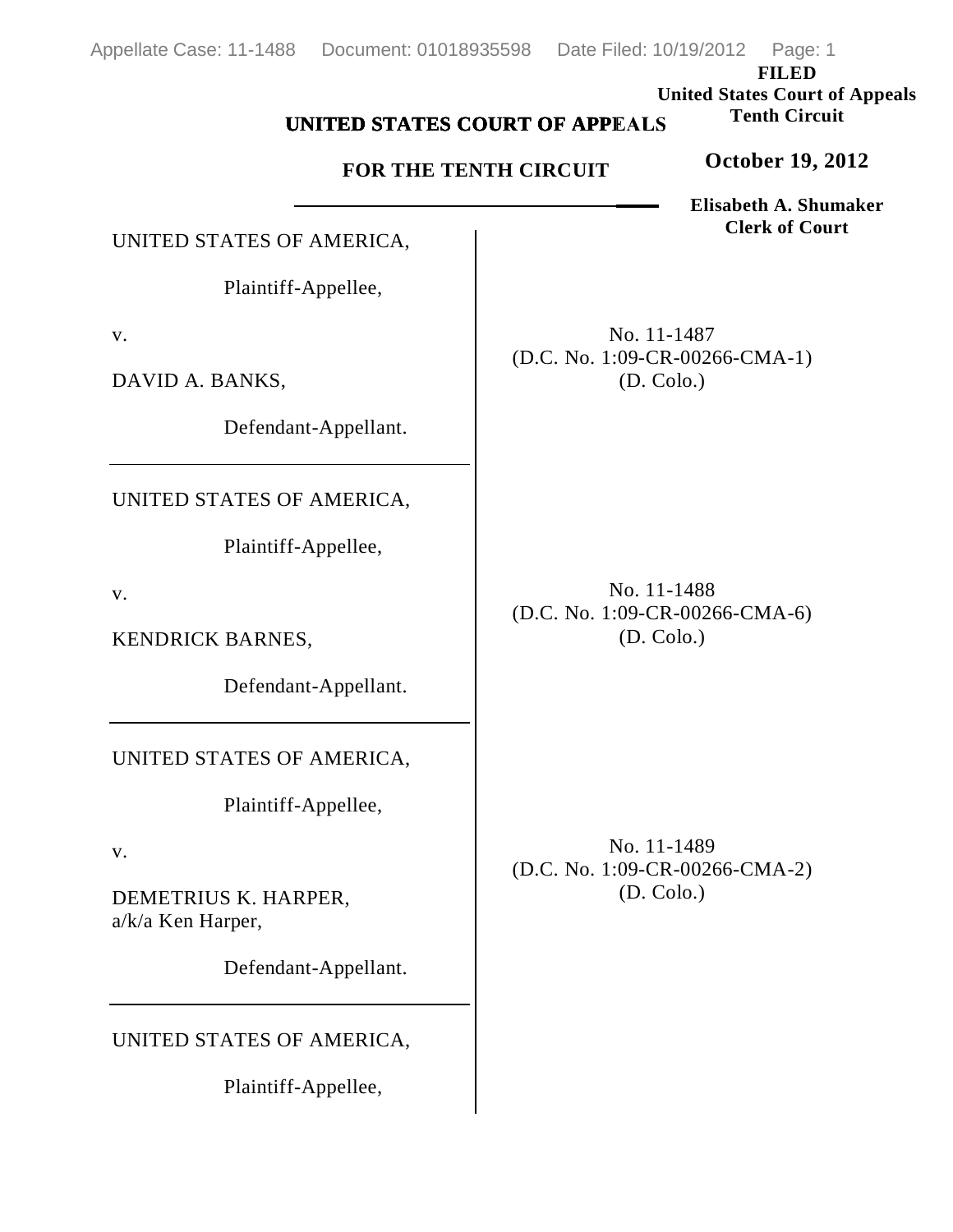FILED
United States Court of Appeals
Tenth Circuit

October 19, 2012

Elisabeth A. Shumaker
Clerk of Court

# UNITED STATES COURT OF APPEALS

## FOR THE TENTH CIRCUIT

---

UNITED STATES OF AMERICA,

Plaintiff-Appellee,

v.

DAVID A. BANKS,

Defendant-Appellant.

No. 11-1487
(D.C. No. 1:09-CR-00266-CMA-1)
(D. Colo.)

---

UNITED STATES OF AMERICA,

Plaintiff-Appellee,

v.

KENDRICK BARNES,

Defendant-Appellant.

No. 11-1488
(D.C. No. 1:09-CR-00266-CMA-6)
(D. Colo.)

---

UNITED STATES OF AMERICA,

Plaintiff-Appellee,

v.

DEMETRIUS K. HARPER,
a/k/a Ken Harper,

Defendant-Appellant.

No. 11-1489
(D.C. No. 1:09-CR-00266-CMA-2)
(D. Colo.)

---

UNITED STATES OF AMERICA,

Plaintiff-Appellee,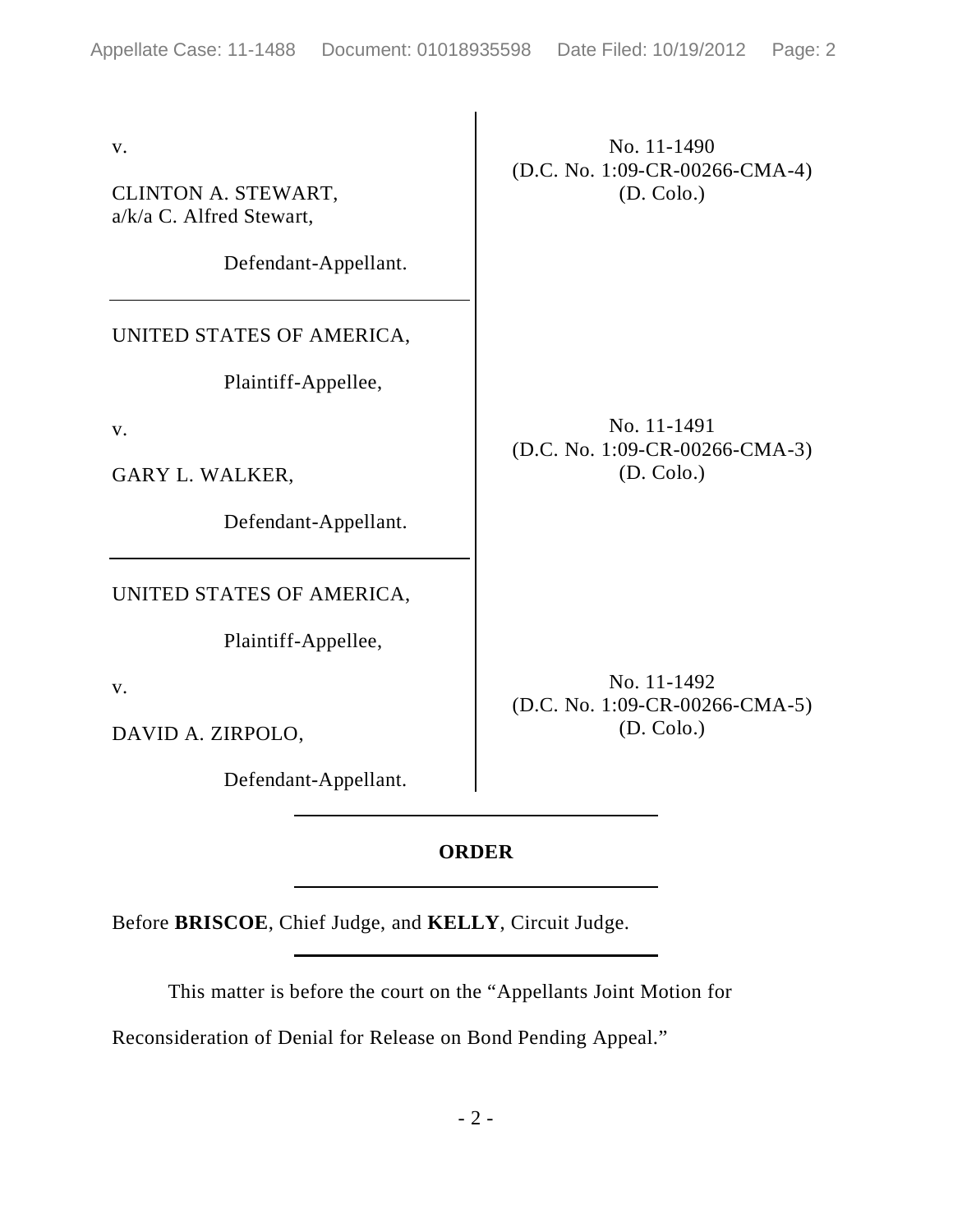| | |
|---|---|
| v.<br><br>CLINTON A. STEWART,<br>a/k/a C. Alfred Stewart,<br><br>Defendant-Appellant. | No. 11-1490<br>(D.C. No. 1:09-CR-00266-CMA-4)<br>(D. Colo.) |
| UNITED STATES OF AMERICA,<br><br>Plaintiff-Appellee,<br><br>v.<br><br>GARY L. WALKER,<br><br>Defendant-Appellant. | No. 11-1491<br>(D.C. No. 1:09-CR-00266-CMA-3)<br>(D. Colo.) |
| UNITED STATES OF AMERICA,<br><br>Plaintiff-Appellee,<br><br>v.<br><br>DAVID A. ZIRPOLO,<br><br>Defendant-Appellant. | No. 11-1492<br>(D.C. No. 1:09-CR-00266-CMA-5)<br>(D. Colo.) |

## ORDER

Before **BRISCOE**, Chief Judge, and **KELLY**, Circuit Judge.

This matter is before the court on the "Appellants Joint Motion for Reconsideration of Denial for Release on Bond Pending Appeal."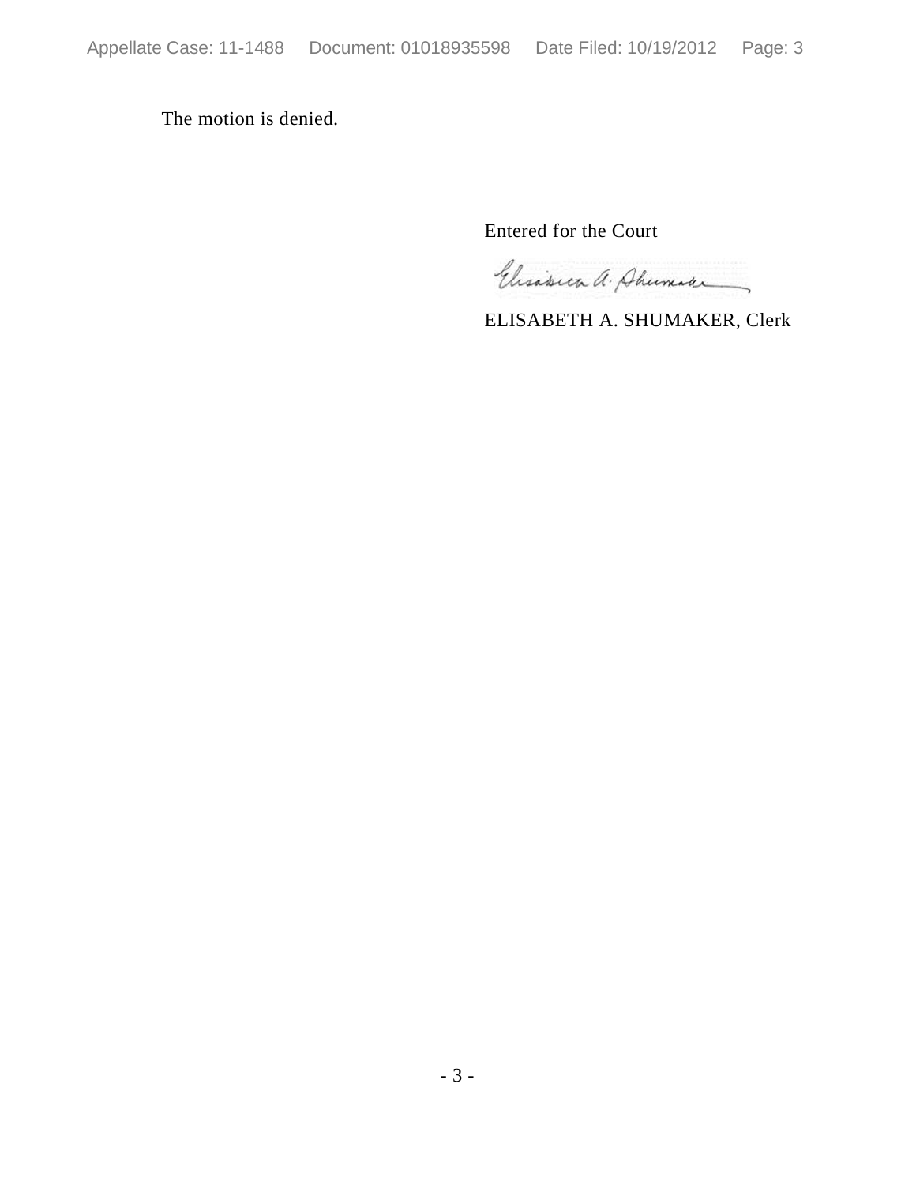The motion is denied.

Entered for the Court

ELISABETH A. SHUMAKER, Clerk